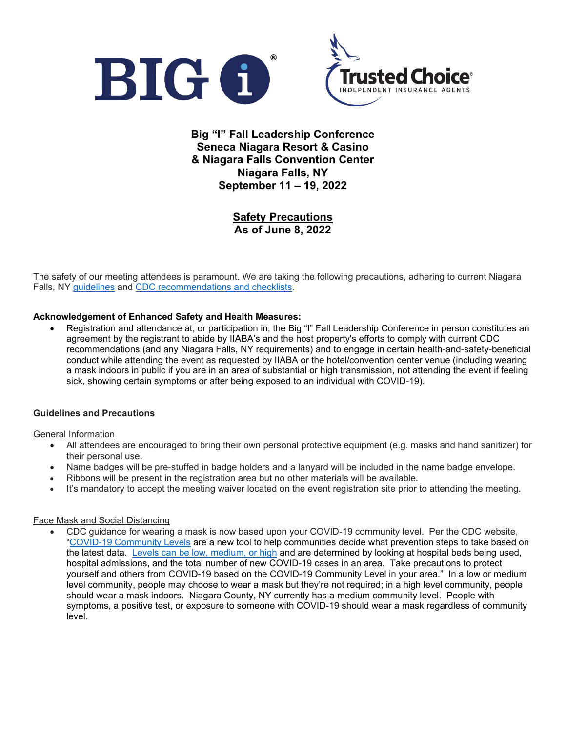# Big "I" Fall Leadership Conference
# Seneca Niagara Resort & Casino
# & Niagara Falls Convention Center
# Niagara Falls, NY
# September 11 – 19, 2022

## Safety Precautions
## As of June 8, 2022

The safety of our meeting attendees is paramount. We are taking the following precautions, adhering to current Niagara Falls, NY guidelines and CDC recommendations and checklists.

**Acknowledgement of Enhanced Safety and Health Measures:**

- Registration and attendance at, or participation in, the Big "I" Fall Leadership Conference in person constitutes an agreement by the registrant to abide by IIABA's and the host property's efforts to comply with current CDC recommendations (and any Niagara Falls, NY requirements) and to engage in certain health-and-safety-beneficial conduct while attending the event as requested by IIABA or the hotel/convention center venue (including wearing a mask indoors in public if you are in an area of substantial or high transmission, not attending the event if feeling sick, showing certain symptoms or after being exposed to an individual with COVID-19).

**Guidelines and Precautions**

General Information

- All attendees are encouraged to bring their own personal protective equipment (e.g. masks and hand sanitizer) for their personal use.
- Name badges will be pre-stuffed in badge holders and a lanyard will be included in the name badge envelope.
- Ribbons will be present in the registration area but no other materials will be available.
- It's mandatory to accept the meeting waiver located on the event registration site prior to attending the meeting.

Face Mask and Social Distancing

- CDC guidance for wearing a mask is now based upon your COVID-19 community level. Per the CDC website, "COVID-19 Community Levels are a new tool to help communities decide what prevention steps to take based on the latest data. Levels can be low, medium, or high and are determined by looking at hospital beds being used, hospital admissions, and the total number of new COVID-19 cases in an area. Take precautions to protect yourself and others from COVID-19 based on the COVID-19 Community Level in your area." In a low or medium level community, people may choose to wear a mask but they're not required; in a high level community, people should wear a mask indoors. Niagara County, NY currently has a medium community level. People with symptoms, a positive test, or exposure to someone with COVID-19 should wear a mask regardless of community level.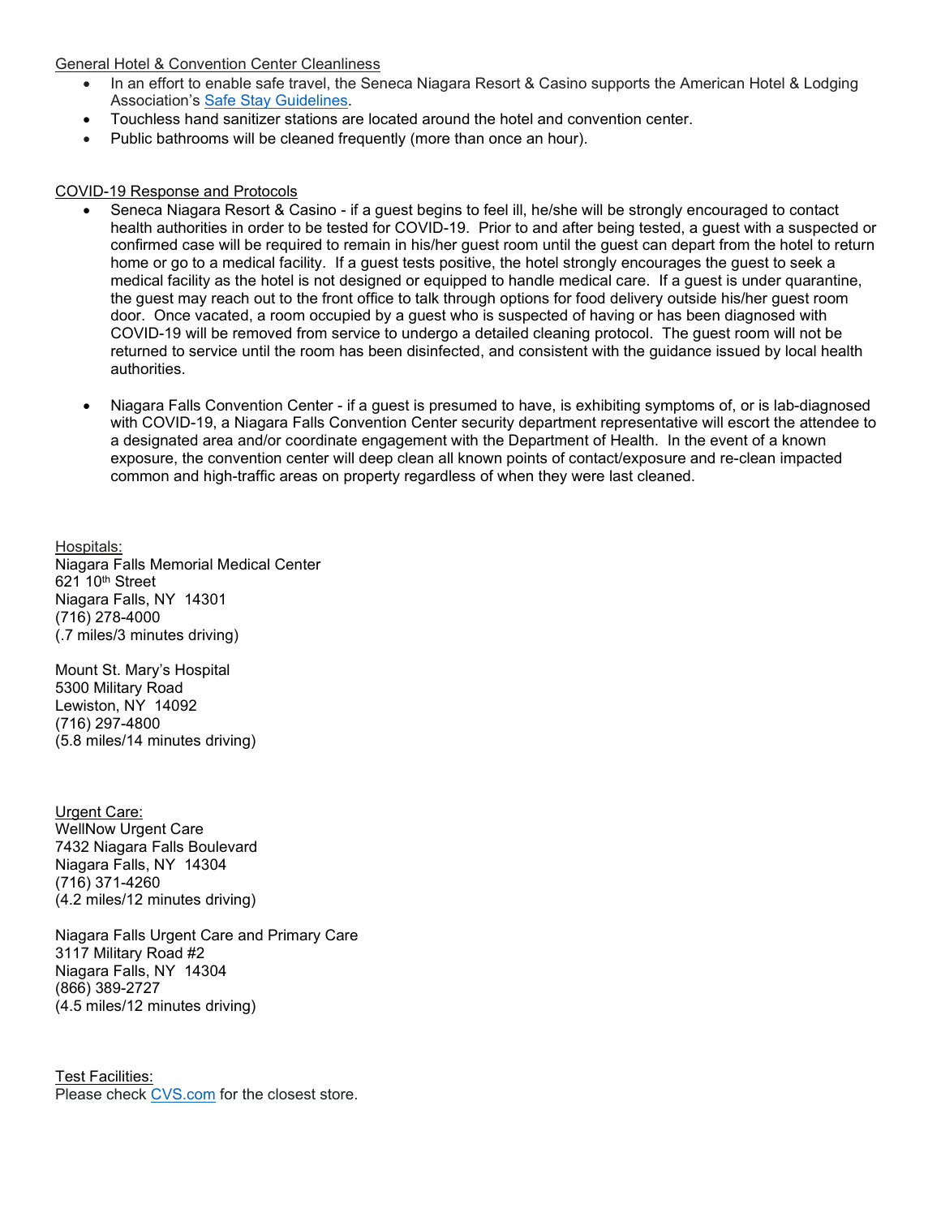General Hotel & Convention Center Cleanliness

- In an effort to enable safe travel, the Seneca Niagara Resort & Casino supports the American Hotel & Lodging Association's Safe Stay Guidelines.
- Touchless hand sanitizer stations are located around the hotel and convention center.
- Public bathrooms will be cleaned frequently (more than once an hour).

COVID-19 Response and Protocols

- Seneca Niagara Resort & Casino - if a guest begins to feel ill, he/she will be strongly encouraged to contact health authorities in order to be tested for COVID-19. Prior to and after being tested, a guest with a suspected or confirmed case will be required to remain in his/her guest room until the guest can depart from the hotel to return home or go to a medical facility. If a guest tests positive, the hotel strongly encourages the guest to seek a medical facility as the hotel is not designed or equipped to handle medical care. If a guest is under quarantine, the guest may reach out to the front office to talk through options for food delivery outside his/her guest room door. Once vacated, a room occupied by a guest who is suspected of having or has been diagnosed with COVID-19 will be removed from service to undergo a detailed cleaning protocol. The guest room will not be returned to service until the room has been disinfected, and consistent with the guidance issued by local health authorities.

- Niagara Falls Convention Center - if a guest is presumed to have, is exhibiting symptoms of, or is lab-diagnosed with COVID-19, a Niagara Falls Convention Center security department representative will escort the attendee to a designated area and/or coordinate engagement with the Department of Health. In the event of a known exposure, the convention center will deep clean all known points of contact/exposure and re-clean impacted common and high-traffic areas on property regardless of when they were last cleaned.

Hospitals:
Niagara Falls Memorial Medical Center
621 10th Street
Niagara Falls, NY 14301
(716) 278-4000
(.7 miles/3 minutes driving)

Mount St. Mary's Hospital
5300 Military Road
Lewiston, NY 14092
(716) 297-4800
(5.8 miles/14 minutes driving)

Urgent Care:
WellNow Urgent Care
7432 Niagara Falls Boulevard
Niagara Falls, NY 14304
(716) 371-4260
(4.2 miles/12 minutes driving)

Niagara Falls Urgent Care and Primary Care
3117 Military Road #2
Niagara Falls, NY 14304
(866) 389-2727
(4.5 miles/12 minutes driving)

Test Facilities:
Please check CVS.com for the closest store.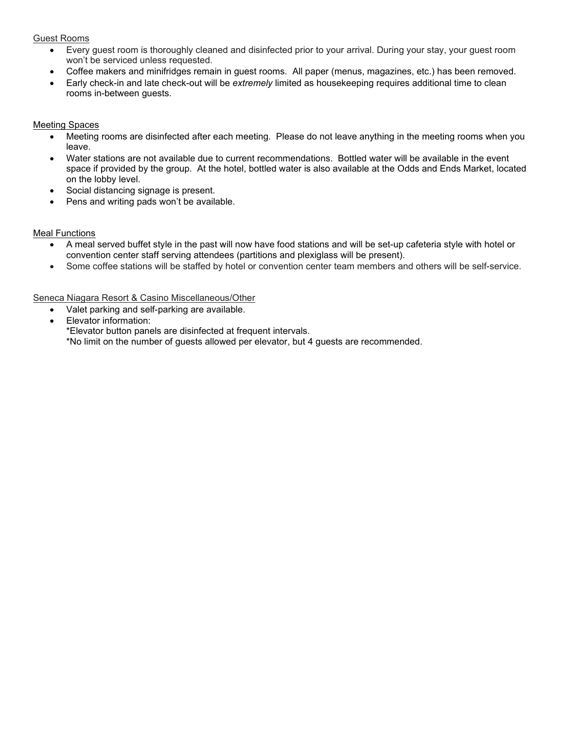<u>Guest Rooms</u>

- Every guest room is thoroughly cleaned and disinfected prior to your arrival. During your stay, your guest room won't be serviced unless requested.
- Coffee makers and minifridges remain in guest rooms. All paper (menus, magazines, etc.) has been removed.
- Early check-in and late check-out will be *extremely* limited as housekeeping requires additional time to clean rooms in-between guests.

<u>Meeting Spaces</u>

- Meeting rooms are disinfected after each meeting. Please do not leave anything in the meeting rooms when you leave.
- Water stations are not available due to current recommendations. Bottled water will be available in the event space if provided by the group. At the hotel, bottled water is also available at the Odds and Ends Market, located on the lobby level.
- Social distancing signage is present.
- Pens and writing pads won't be available.

<u>Meal Functions</u>

- A meal served buffet style in the past will now have food stations and will be set-up cafeteria style with hotel or convention center staff serving attendees (partitions and plexiglass will be present).
- Some coffee stations will be staffed by hotel or convention center team members and others will be self-service.

<u>Seneca Niagara Resort & Casino Miscellaneous/Other</u>

- Valet parking and self-parking are available.
- Elevator information:
  *Elevator button panels are disinfected at frequent intervals.
  *No limit on the number of guests allowed per elevator, but 4 guests are recommended.